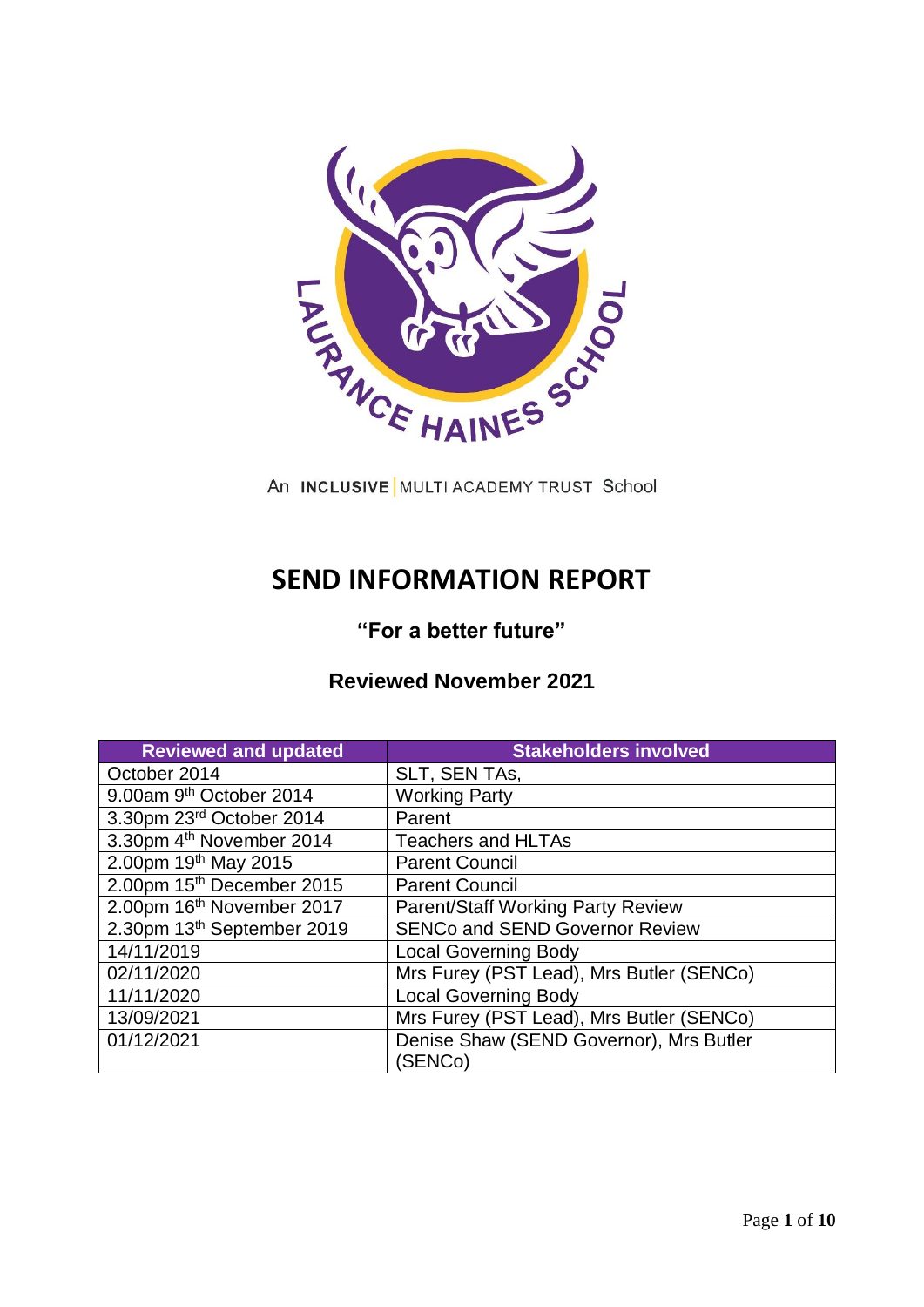An **INCLUSIVE** | MULTI ACADEMY TRUST School

# SEND INFORMATION REPORT

### "For a better future"

### Reviewed November 2021

| Reviewed and updated | Stakeholders involved |
|---|---|
| October 2014 | SLT, SEN TAs, |
| 9.00am 9th October 2014 | Working Party |
| 3.30pm 23rd October 2014 | Parent |
| 3.30pm 4th November 2014 | Teachers and HLTAs |
| 2.00pm 19th May 2015 | Parent Council |
| 2.00pm 15th December 2015 | Parent Council |
| 2.00pm 16th November 2017 | Parent/Staff Working Party Review |
| 2.30pm 13th September 2019 | SENCo and SEND Governor Review |
| 14/11/2019 | Local Governing Body |
| 02/11/2020 | Mrs Furey (PST Lead), Mrs Butler (SENCo) |
| 11/11/2020 | Local Governing Body |
| 13/09/2021 | Mrs Furey (PST Lead), Mrs Butler (SENCo) |
| 01/12/2021 | Denise Shaw (SEND Governor), Mrs Butler (SENCo) |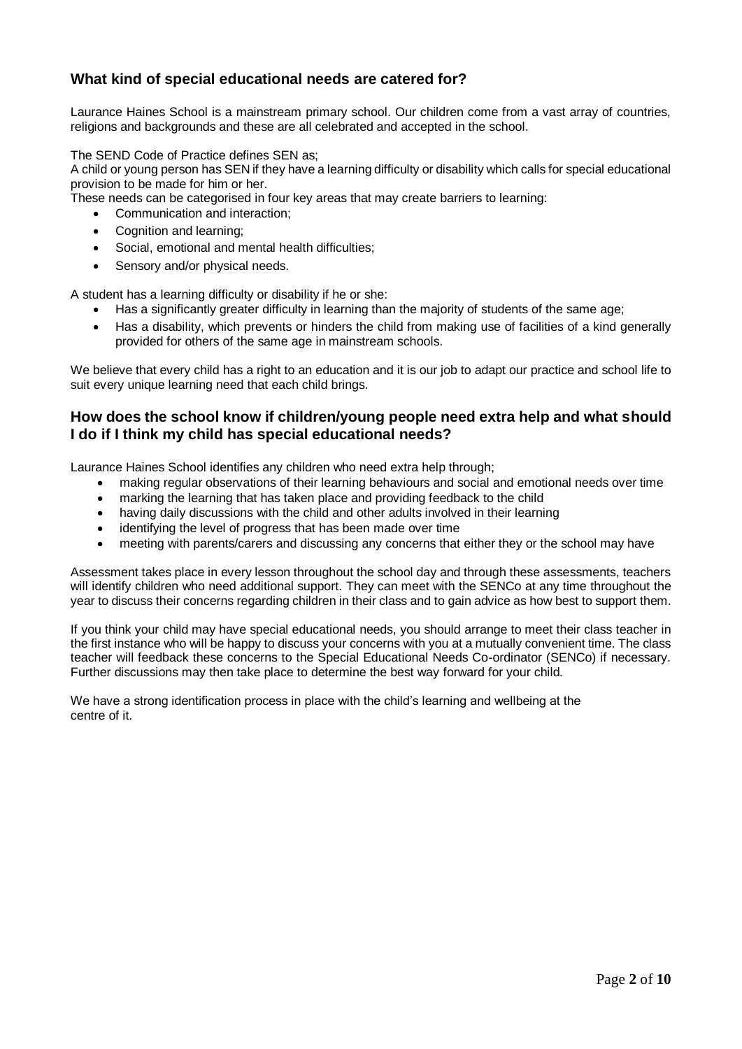## What kind of special educational needs are catered for?

Laurance Haines School is a mainstream primary school. Our children come from a vast array of countries, religions and backgrounds and these are all celebrated and accepted in the school.

The SEND Code of Practice defines SEN as;
A child or young person has SEN if they have a learning difficulty or disability which calls for special educational provision to be made for him or her.
These needs can be categorised in four key areas that may create barriers to learning:

- Communication and interaction;
- Cognition and learning;
- Social, emotional and mental health difficulties;
- Sensory and/or physical needs.

A student has a learning difficulty or disability if he or she:

- Has a significantly greater difficulty in learning than the majority of students of the same age;
- Has a disability, which prevents or hinders the child from making use of facilities of a kind generally provided for others of the same age in mainstream schools.

We believe that every child has a right to an education and it is our job to adapt our practice and school life to suit every unique learning need that each child brings.

## How does the school know if children/young people need extra help and what should I do if I think my child has special educational needs?

Laurance Haines School identifies any children who need extra help through;

- making regular observations of their learning behaviours and social and emotional needs over time
- marking the learning that has taken place and providing feedback to the child
- having daily discussions with the child and other adults involved in their learning
- identifying the level of progress that has been made over time
- meeting with parents/carers and discussing any concerns that either they or the school may have

Assessment takes place in every lesson throughout the school day and through these assessments, teachers will identify children who need additional support. They can meet with the SENCo at any time throughout the year to discuss their concerns regarding children in their class and to gain advice as how best to support them.

If you think your child may have special educational needs, you should arrange to meet their class teacher in the first instance who will be happy to discuss your concerns with you at a mutually convenient time. The class teacher will feedback these concerns to the Special Educational Needs Co-ordinator (SENCo) if necessary. Further discussions may then take place to determine the best way forward for your child.

We have a strong identification process in place with the child's learning and wellbeing at the centre of it.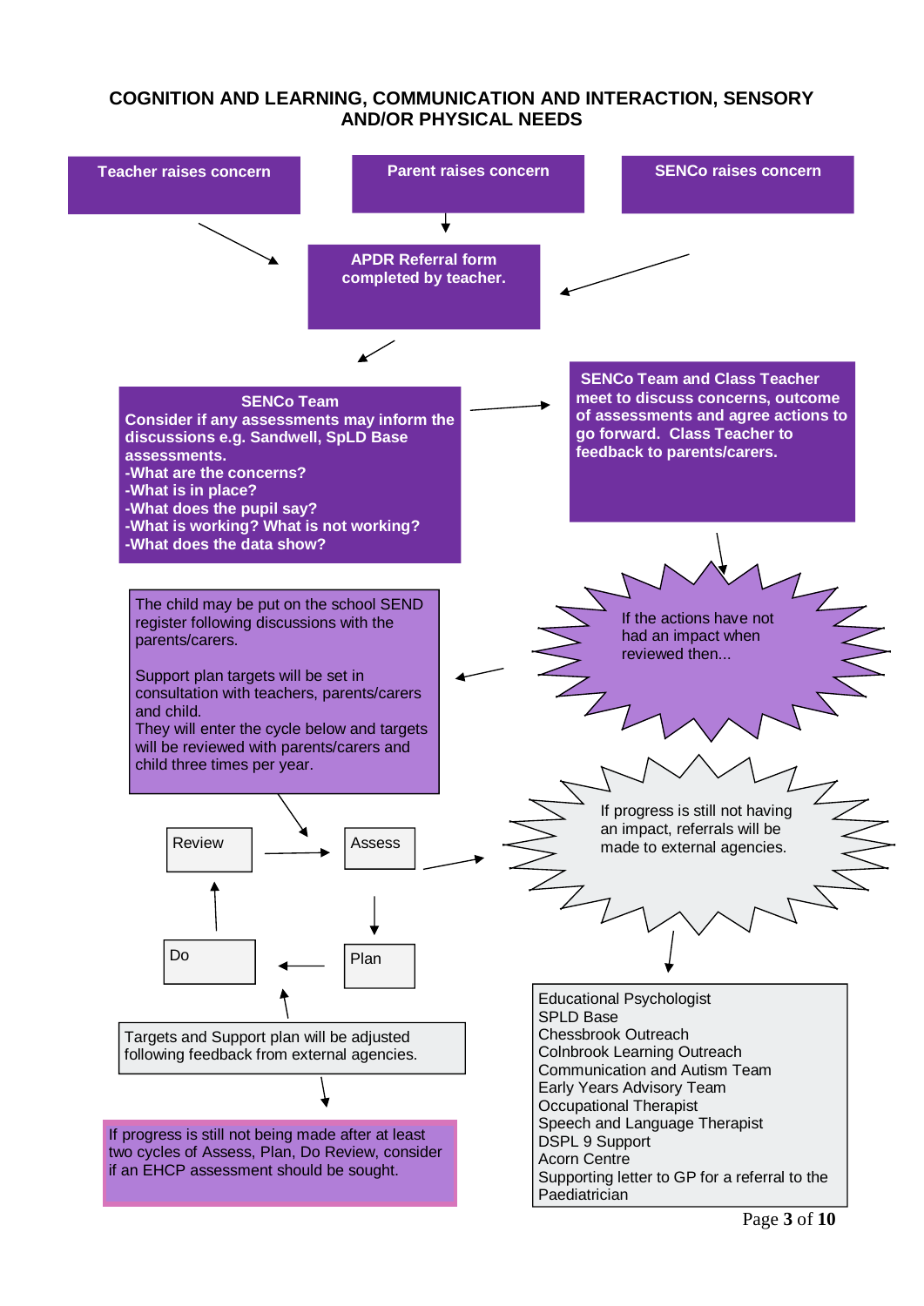# COGNITION AND LEARNING, COMMUNICATION AND INTERACTION, SENSORY AND/OR PHYSICAL NEEDS

**Teacher raises concern**

**Parent raises concern**

**SENCo raises concern**

**APDR Referral form completed by teacher.**

**SENCo Team**
**Consider if any assessments may inform the discussions e.g. Sandwell, SpLD Base assessments.**
**-What are the concerns?**
**-What is in place?**
**-What does the pupil say?**
**-What is working? What is not working?**
**-What does the data show?**

**SENCo Team and Class Teacher meet to discuss concerns, outcome of assessments and agree actions to go forward. Class Teacher to feedback to parents/carers.**

If the actions have not had an impact when reviewed then...

The child may be put on the school SEND register following discussions with the parents/carers.

Support plan targets will be set in consultation with teachers, parents/carers and child.
They will enter the cycle below and targets will be reviewed with parents/carers and child three times per year.

Review → Assess → Plan → Do → Review

If progress is still not having an impact, referrals will be made to external agencies.

Educational Psychologist
SPLD Base
Chessbrook Outreach
Colnbrook Learning Outreach
Communication and Autism Team
Early Years Advisory Team
Occupational Therapist
Speech and Language Therapist
DSPL 9 Support
Acorn Centre
Supporting letter to GP for a referral to the Paediatrician

Targets and Support plan will be adjusted following feedback from external agencies.

If progress is still not being made after at least two cycles of Assess, Plan, Do Review, consider if an EHCP assessment should be sought.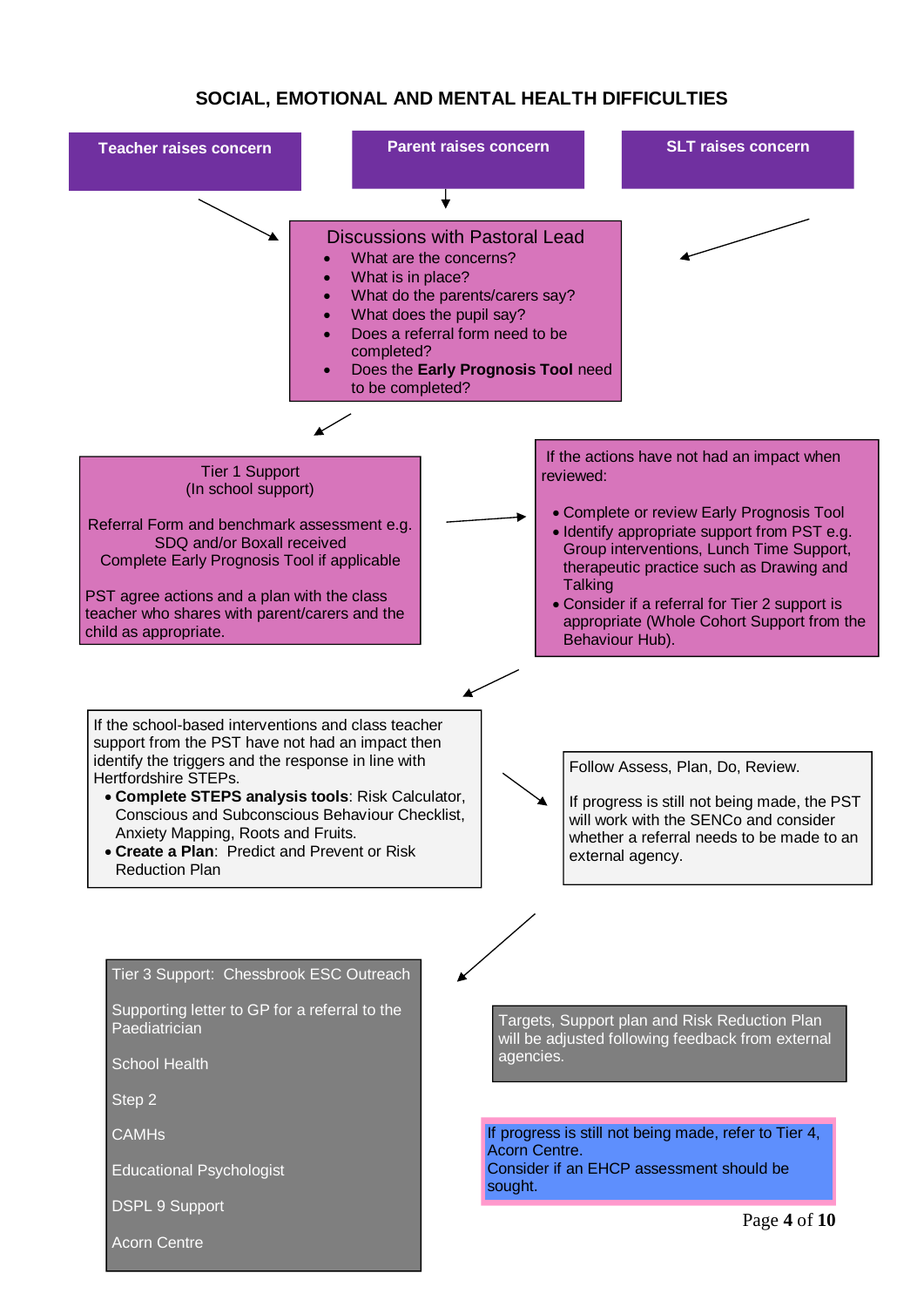# SOCIAL, EMOTIONAL AND MENTAL HEALTH DIFFICULTIES

**Teacher raises concern**

**Parent raises concern**

**SLT raises concern**

Discussions with Pastoral Lead

- What are the concerns?
- What is in place?
- What do the parents/carers say?
- What does the pupil say?
- Does a referral form need to be completed?
- Does the **Early Prognosis Tool** need to be completed?

Tier 1 Support
(In school support)

Referral Form and benchmark assessment e.g. SDQ and/or Boxall received
Complete Early Prognosis Tool if applicable

PST agree actions and a plan with the class teacher who shares with parent/carers and the child as appropriate.

If the actions have not had an impact when reviewed:

- Complete or review Early Prognosis Tool
- Identify appropriate support from PST e.g. Group interventions, Lunch Time Support, therapeutic practice such as Drawing and Talking
- Consider if a referral for Tier 2 support is appropriate (Whole Cohort Support from the Behaviour Hub).

If the school-based interventions and class teacher support from the PST have not had an impact then identify the triggers and the response in line with Hertfordshire STEPs.

- **Complete STEPS analysis tools**: Risk Calculator, Conscious and Subconscious Behaviour Checklist, Anxiety Mapping, Roots and Fruits.
- **Create a Plan**: Predict and Prevent or Risk Reduction Plan

Follow Assess, Plan, Do, Review.

If progress is still not being made, the PST will work with the SENCo and consider whether a referral needs to be made to an external agency.

Tier 3 Support: Chessbrook ESC Outreach

Supporting letter to GP for a referral to the Paediatrician

School Health

Step 2

CAMHs

Educational Psychologist

DSPL 9 Support

Acorn Centre

Targets, Support plan and Risk Reduction Plan will be adjusted following feedback from external agencies.

If progress is still not being made, refer to Tier 4, Acorn Centre.
Consider if an EHCP assessment should be sought.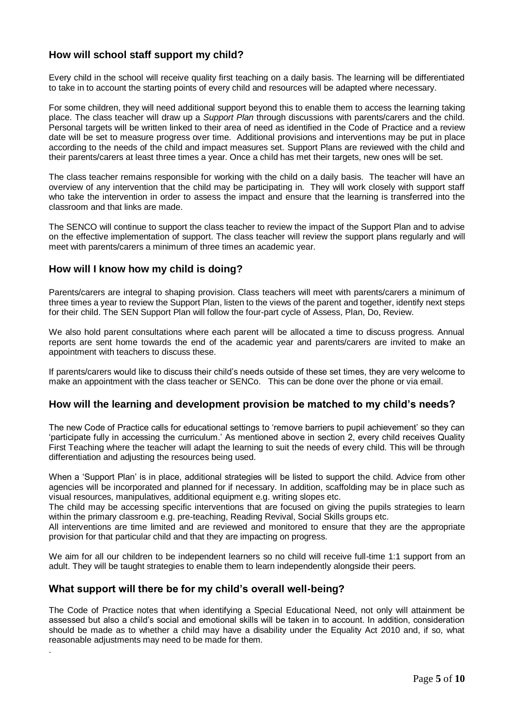## How will school staff support my child?

Every child in the school will receive quality first teaching on a daily basis. The learning will be differentiated to take in to account the starting points of every child and resources will be adapted where necessary.

For some children, they will need additional support beyond this to enable them to access the learning taking place. The class teacher will draw up a *Support Plan* through discussions with parents/carers and the child. Personal targets will be written linked to their area of need as identified in the Code of Practice and a review date will be set to measure progress over time. Additional provisions and interventions may be put in place according to the needs of the child and impact measures set. Support Plans are reviewed with the child and their parents/carers at least three times a year. Once a child has met their targets, new ones will be set.

The class teacher remains responsible for working with the child on a daily basis. The teacher will have an overview of any intervention that the child may be participating in. They will work closely with support staff who take the intervention in order to assess the impact and ensure that the learning is transferred into the classroom and that links are made.

The SENCO will continue to support the class teacher to review the impact of the Support Plan and to advise on the effective implementation of support. The class teacher will review the support plans regularly and will meet with parents/carers a minimum of three times an academic year.

## How will I know how my child is doing?

Parents/carers are integral to shaping provision. Class teachers will meet with parents/carers a minimum of three times a year to review the Support Plan, listen to the views of the parent and together, identify next steps for their child. The SEN Support Plan will follow the four-part cycle of Assess, Plan, Do, Review.

We also hold parent consultations where each parent will be allocated a time to discuss progress. Annual reports are sent home towards the end of the academic year and parents/carers are invited to make an appointment with teachers to discuss these.

If parents/carers would like to discuss their child's needs outside of these set times, they are very welcome to make an appointment with the class teacher or SENCo. This can be done over the phone or via email.

## How will the learning and development provision be matched to my child's needs?

The new Code of Practice calls for educational settings to 'remove barriers to pupil achievement' so they can 'participate fully in accessing the curriculum.' As mentioned above in section 2, every child receives Quality First Teaching where the teacher will adapt the learning to suit the needs of every child. This will be through differentiation and adjusting the resources being used.

When a 'Support Plan' is in place, additional strategies will be listed to support the child. Advice from other agencies will be incorporated and planned for if necessary. In addition, scaffolding may be in place such as visual resources, manipulatives, additional equipment e.g. writing slopes etc.

The child may be accessing specific interventions that are focused on giving the pupils strategies to learn within the primary classroom e.g. pre-teaching, Reading Revival, Social Skills groups etc.

All interventions are time limited and are reviewed and monitored to ensure that they are the appropriate provision for that particular child and that they are impacting on progress.

We aim for all our children to be independent learners so no child will receive full-time 1:1 support from an adult. They will be taught strategies to enable them to learn independently alongside their peers.

## What support will there be for my child's overall well-being?

The Code of Practice notes that when identifying a Special Educational Need, not only will attainment be assessed but also a child's social and emotional skills will be taken in to account. In addition, consideration should be made as to whether a child may have a disability under the Equality Act 2010 and, if so, what reasonable adjustments may need to be made for them.

.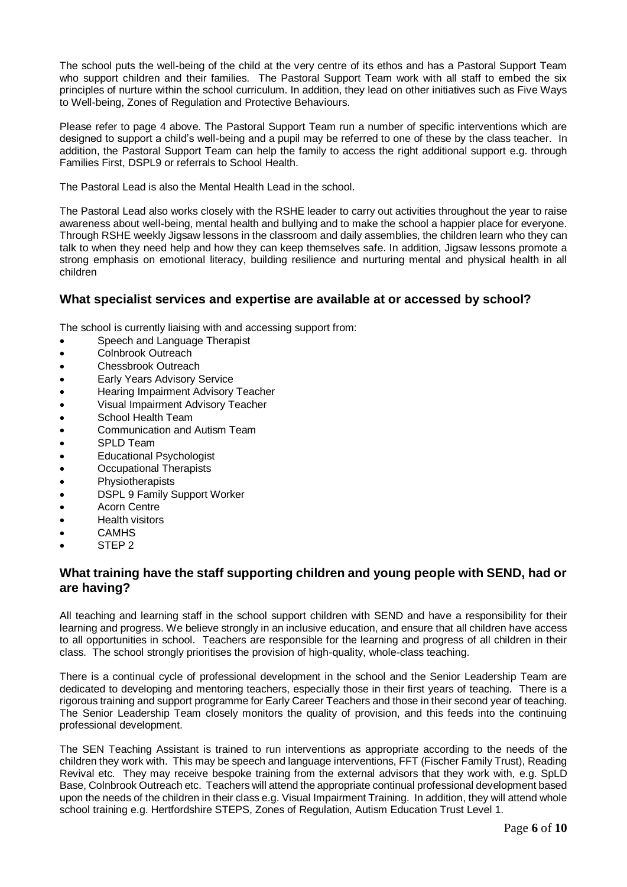The school puts the well-being of the child at the very centre of its ethos and has a Pastoral Support Team who support children and their families. The Pastoral Support Team work with all staff to embed the six principles of nurture within the school curriculum. In addition, they lead on other initiatives such as Five Ways to Well-being, Zones of Regulation and Protective Behaviours.

Please refer to page 4 above. The Pastoral Support Team run a number of specific interventions which are designed to support a child's well-being and a pupil may be referred to one of these by the class teacher. In addition, the Pastoral Support Team can help the family to access the right additional support e.g. through Families First, DSPL9 or referrals to School Health.

The Pastoral Lead is also the Mental Health Lead in the school.

The Pastoral Lead also works closely with the RSHE leader to carry out activities throughout the year to raise awareness about well-being, mental health and bullying and to make the school a happier place for everyone. Through RSHE weekly Jigsaw lessons in the classroom and daily assemblies, the children learn who they can talk to when they need help and how they can keep themselves safe. In addition, Jigsaw lessons promote a strong emphasis on emotional literacy, building resilience and nurturing mental and physical health in all children

## What specialist services and expertise are available at or accessed by school?

The school is currently liaising with and accessing support from:

- Speech and Language Therapist
- Colnbrook Outreach
- Chessbrook Outreach
- Early Years Advisory Service
- Hearing Impairment Advisory Teacher
- Visual Impairment Advisory Teacher
- School Health Team
- Communication and Autism Team
- SPLD Team
- Educational Psychologist
- Occupational Therapists
- Physiotherapists
- DSPL 9 Family Support Worker
- Acorn Centre
- Health visitors
- CAMHS
- STEP 2

## What training have the staff supporting children and young people with SEND, had or are having?

All teaching and learning staff in the school support children with SEND and have a responsibility for their learning and progress. We believe strongly in an inclusive education, and ensure that all children have access to all opportunities in school. Teachers are responsible for the learning and progress of all children in their class. The school strongly prioritises the provision of high-quality, whole-class teaching.

There is a continual cycle of professional development in the school and the Senior Leadership Team are dedicated to developing and mentoring teachers, especially those in their first years of teaching. There is a rigorous training and support programme for Early Career Teachers and those in their second year of teaching. The Senior Leadership Team closely monitors the quality of provision, and this feeds into the continuing professional development.

The SEN Teaching Assistant is trained to run interventions as appropriate according to the needs of the children they work with. This may be speech and language interventions, FFT (Fischer Family Trust), Reading Revival etc. They may receive bespoke training from the external advisors that they work with, e.g. SpLD Base, Colnbrook Outreach etc. Teachers will attend the appropriate continual professional development based upon the needs of the children in their class e.g. Visual Impairment Training. In addition, they will attend whole school training e.g. Hertfordshire STEPS, Zones of Regulation, Autism Education Trust Level 1.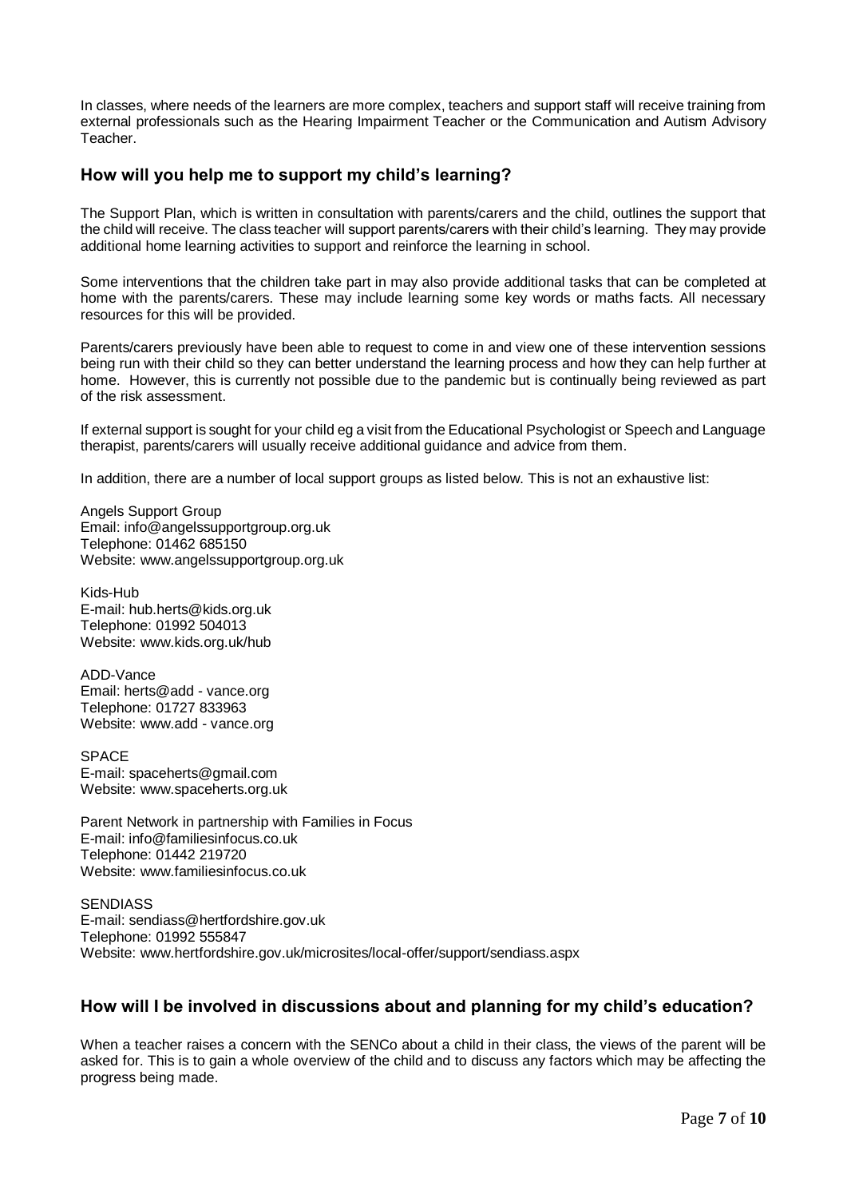In classes, where needs of the learners are more complex, teachers and support staff will receive training from external professionals such as the Hearing Impairment Teacher or the Communication and Autism Advisory Teacher.

## How will you help me to support my child's learning?

The Support Plan, which is written in consultation with parents/carers and the child, outlines the support that the child will receive. The class teacher will support parents/carers with their child's learning. They may provide additional home learning activities to support and reinforce the learning in school.

Some interventions that the children take part in may also provide additional tasks that can be completed at home with the parents/carers. These may include learning some key words or maths facts. All necessary resources for this will be provided.

Parents/carers previously have been able to request to come in and view one of these intervention sessions being run with their child so they can better understand the learning process and how they can help further at home. However, this is currently not possible due to the pandemic but is continually being reviewed as part of the risk assessment.

If external support is sought for your child eg a visit from the Educational Psychologist or Speech and Language therapist, parents/carers will usually receive additional guidance and advice from them.

In addition, there are a number of local support groups as listed below. This is not an exhaustive list:

Angels Support Group
Email: info@angelssupportgroup.org.uk
Telephone: 01462 685150
Website: www.angelssupportgroup.org.uk

Kids-Hub
E-mail: hub.herts@kids.org.uk
Telephone: 01992 504013
Website: www.kids.org.uk/hub

ADD-Vance
Email: herts@add - vance.org
Telephone: 01727 833963
Website: www.add - vance.org

SPACE
E-mail: spaceherts@gmail.com
Website: www.spaceherts.org.uk

Parent Network in partnership with Families in Focus
E-mail: info@familiesinfocus.co.uk
Telephone: 01442 219720
Website: www.familiesinfocus.co.uk

SENDIASS
E-mail: sendiass@hertfordshire.gov.uk
Telephone: 01992 555847
Website: www.hertfordshire.gov.uk/microsites/local-offer/support/sendiass.aspx

## How will I be involved in discussions about and planning for my child's education?

When a teacher raises a concern with the SENCo about a child in their class, the views of the parent will be asked for. This is to gain a whole overview of the child and to discuss any factors which may be affecting the progress being made.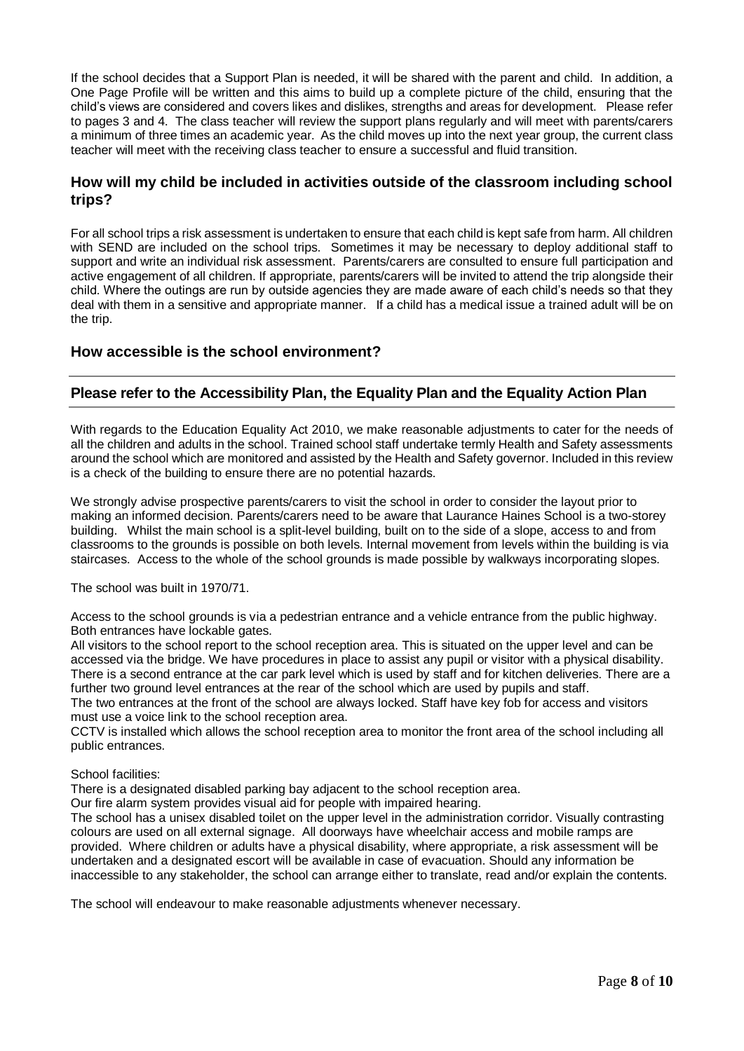If the school decides that a Support Plan is needed, it will be shared with the parent and child. In addition, a One Page Profile will be written and this aims to build up a complete picture of the child, ensuring that the child's views are considered and covers likes and dislikes, strengths and areas for development. Please refer to pages 3 and 4. The class teacher will review the support plans regularly and will meet with parents/carers a minimum of three times an academic year. As the child moves up into the next year group, the current class teacher will meet with the receiving class teacher to ensure a successful and fluid transition.

## How will my child be included in activities outside of the classroom including school trips?

For all school trips a risk assessment is undertaken to ensure that each child is kept safe from harm. All children with SEND are included on the school trips. Sometimes it may be necessary to deploy additional staff to support and write an individual risk assessment. Parents/carers are consulted to ensure full participation and active engagement of all children. If appropriate, parents/carers will be invited to attend the trip alongside their child. Where the outings are run by outside agencies they are made aware of each child's needs so that they deal with them in a sensitive and appropriate manner. If a child has a medical issue a trained adult will be on the trip.

## How accessible is the school environment?

## Please refer to the Accessibility Plan, the Equality Plan and the Equality Action Plan

With regards to the Education Equality Act 2010, we make reasonable adjustments to cater for the needs of all the children and adults in the school. Trained school staff undertake termly Health and Safety assessments around the school which are monitored and assisted by the Health and Safety governor. Included in this review is a check of the building to ensure there are no potential hazards.

We strongly advise prospective parents/carers to visit the school in order to consider the layout prior to making an informed decision. Parents/carers need to be aware that Laurance Haines School is a two-storey building. Whilst the main school is a split-level building, built on to the side of a slope, access to and from classrooms to the grounds is possible on both levels. Internal movement from levels within the building is via staircases. Access to the whole of the school grounds is made possible by walkways incorporating slopes.

The school was built in 1970/71.

Access to the school grounds is via a pedestrian entrance and a vehicle entrance from the public highway. Both entrances have lockable gates.
All visitors to the school report to the school reception area. This is situated on the upper level and can be accessed via the bridge. We have procedures in place to assist any pupil or visitor with a physical disability. There is a second entrance at the car park level which is used by staff and for kitchen deliveries. There are a further two ground level entrances at the rear of the school which are used by pupils and staff.
The two entrances at the front of the school are always locked. Staff have key fob for access and visitors must use a voice link to the school reception area.
CCTV is installed which allows the school reception area to monitor the front area of the school including all public entrances.

School facilities:
There is a designated disabled parking bay adjacent to the school reception area.
Our fire alarm system provides visual aid for people with impaired hearing.
The school has a unisex disabled toilet on the upper level in the administration corridor. Visually contrasting colours are used on all external signage. All doorways have wheelchair access and mobile ramps are provided. Where children or adults have a physical disability, where appropriate, a risk assessment will be undertaken and a designated escort will be available in case of evacuation. Should any information be inaccessible to any stakeholder, the school can arrange either to translate, read and/or explain the contents.

The school will endeavour to make reasonable adjustments whenever necessary.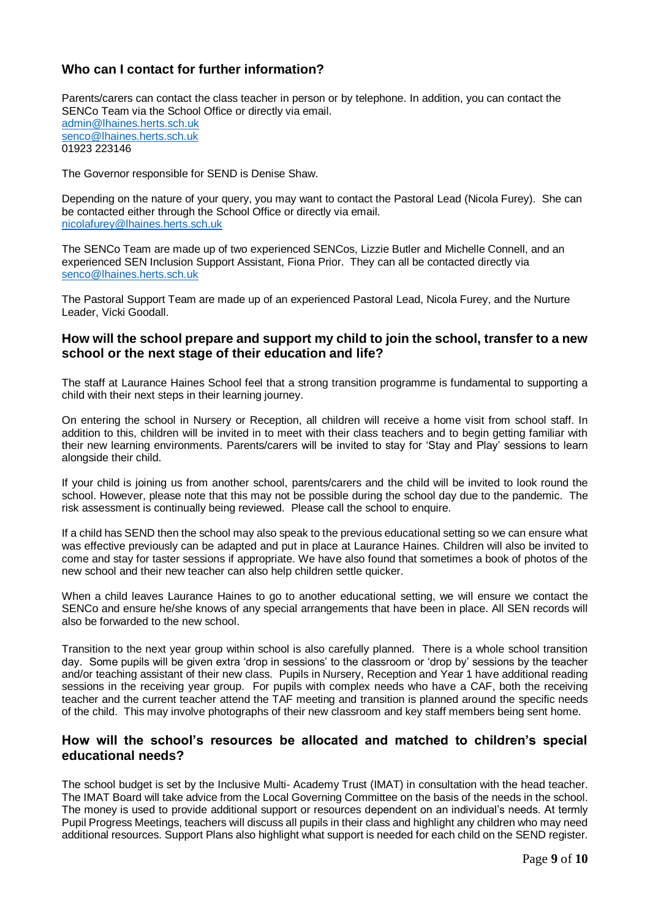## Who can I contact for further information?

Parents/carers can contact the class teacher in person or by telephone. In addition, you can contact the SENCo Team via the School Office or directly via email.
admin@lhaines.herts.sch.uk
senco@lhaines.herts.sch.uk
01923 223146

The Governor responsible for SEND is Denise Shaw.

Depending on the nature of your query, you may want to contact the Pastoral Lead (Nicola Furey). She can be contacted either through the School Office or directly via email.
nicolafurey@lhaines.herts.sch.uk

The SENCo Team are made up of two experienced SENCos, Lizzie Butler and Michelle Connell, and an experienced SEN Inclusion Support Assistant, Fiona Prior. They can all be contacted directly via senco@lhaines.herts.sch.uk

The Pastoral Support Team are made up of an experienced Pastoral Lead, Nicola Furey, and the Nurture Leader, Vicki Goodall.

## How will the school prepare and support my child to join the school, transfer to a new school or the next stage of their education and life?

The staff at Laurance Haines School feel that a strong transition programme is fundamental to supporting a child with their next steps in their learning journey.

On entering the school in Nursery or Reception, all children will receive a home visit from school staff. In addition to this, children will be invited in to meet with their class teachers and to begin getting familiar with their new learning environments. Parents/carers will be invited to stay for 'Stay and Play' sessions to learn alongside their child.

If your child is joining us from another school, parents/carers and the child will be invited to look round the school. However, please note that this may not be possible during the school day due to the pandemic. The risk assessment is continually being reviewed. Please call the school to enquire.

If a child has SEND then the school may also speak to the previous educational setting so we can ensure what was effective previously can be adapted and put in place at Laurance Haines. Children will also be invited to come and stay for taster sessions if appropriate. We have also found that sometimes a book of photos of the new school and their new teacher can also help children settle quicker.

When a child leaves Laurance Haines to go to another educational setting, we will ensure we contact the SENCo and ensure he/she knows of any special arrangements that have been in place. All SEN records will also be forwarded to the new school.

Transition to the next year group within school is also carefully planned. There is a whole school transition day. Some pupils will be given extra 'drop in sessions' to the classroom or 'drop by' sessions by the teacher and/or teaching assistant of their new class. Pupils in Nursery, Reception and Year 1 have additional reading sessions in the receiving year group. For pupils with complex needs who have a CAF, both the receiving teacher and the current teacher attend the TAF meeting and transition is planned around the specific needs of the child. This may involve photographs of their new classroom and key staff members being sent home.

## How will the school's resources be allocated and matched to children's special educational needs?

The school budget is set by the Inclusive Multi- Academy Trust (IMAT) in consultation with the head teacher. The IMAT Board will take advice from the Local Governing Committee on the basis of the needs in the school. The money is used to provide additional support or resources dependent on an individual's needs. At termly Pupil Progress Meetings, teachers will discuss all pupils in their class and highlight any children who may need additional resources. Support Plans also highlight what support is needed for each child on the SEND register.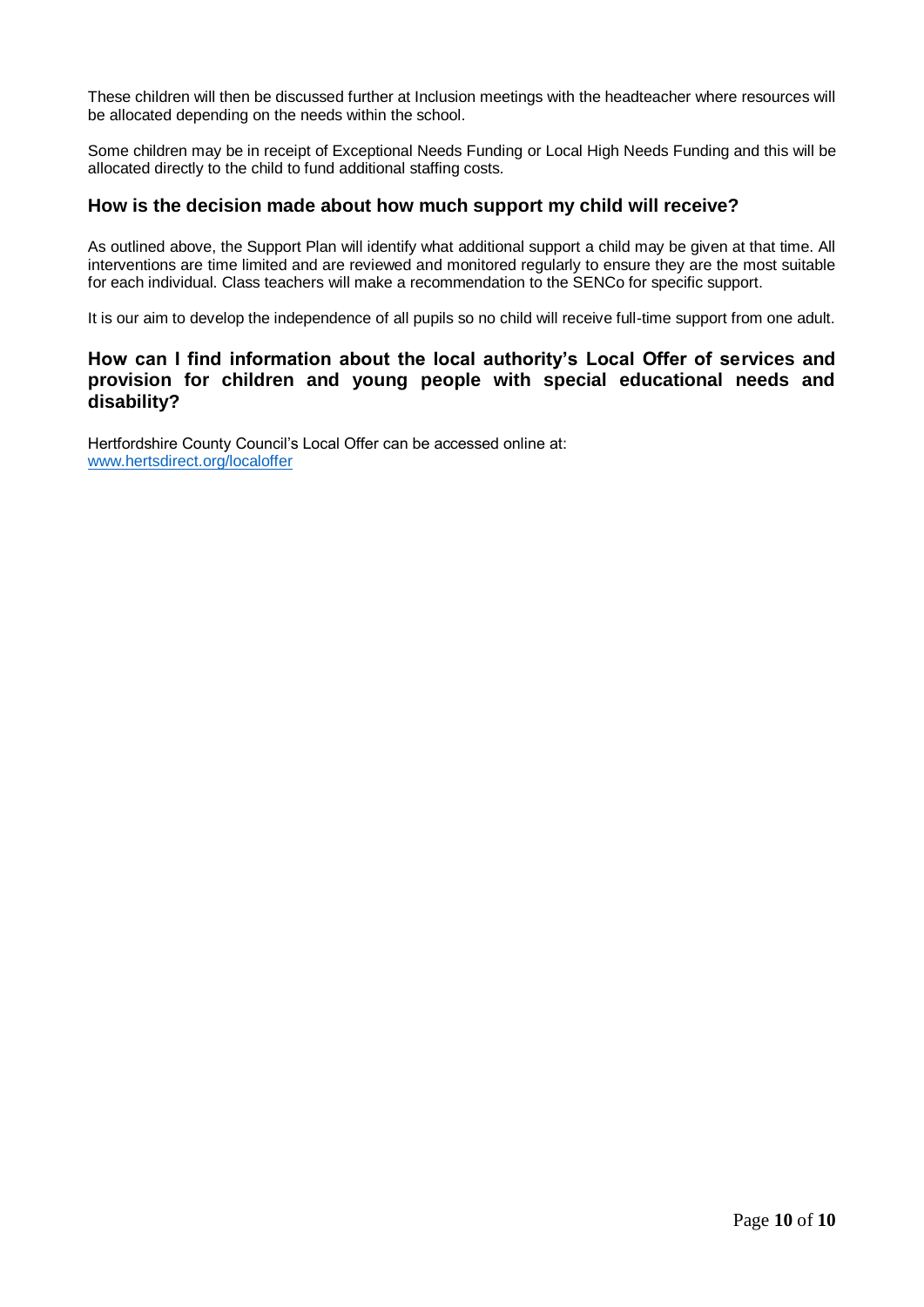These children will then be discussed further at Inclusion meetings with the headteacher where resources will be allocated depending on the needs within the school.

Some children may be in receipt of Exceptional Needs Funding or Local High Needs Funding and this will be allocated directly to the child to fund additional staffing costs.

## How is the decision made about how much support my child will receive?

As outlined above, the Support Plan will identify what additional support a child may be given at that time. All interventions are time limited and are reviewed and monitored regularly to ensure they are the most suitable for each individual. Class teachers will make a recommendation to the SENCo for specific support.

It is our aim to develop the independence of all pupils so no child will receive full-time support from one adult.

## How can I find information about the local authority's Local Offer of services and provision for children and young people with special educational needs and disability?

Hertfordshire County Council's Local Offer can be accessed online at:
[www.hertsdirect.org/localoffer](www.hertsdirect.org/localoffer)